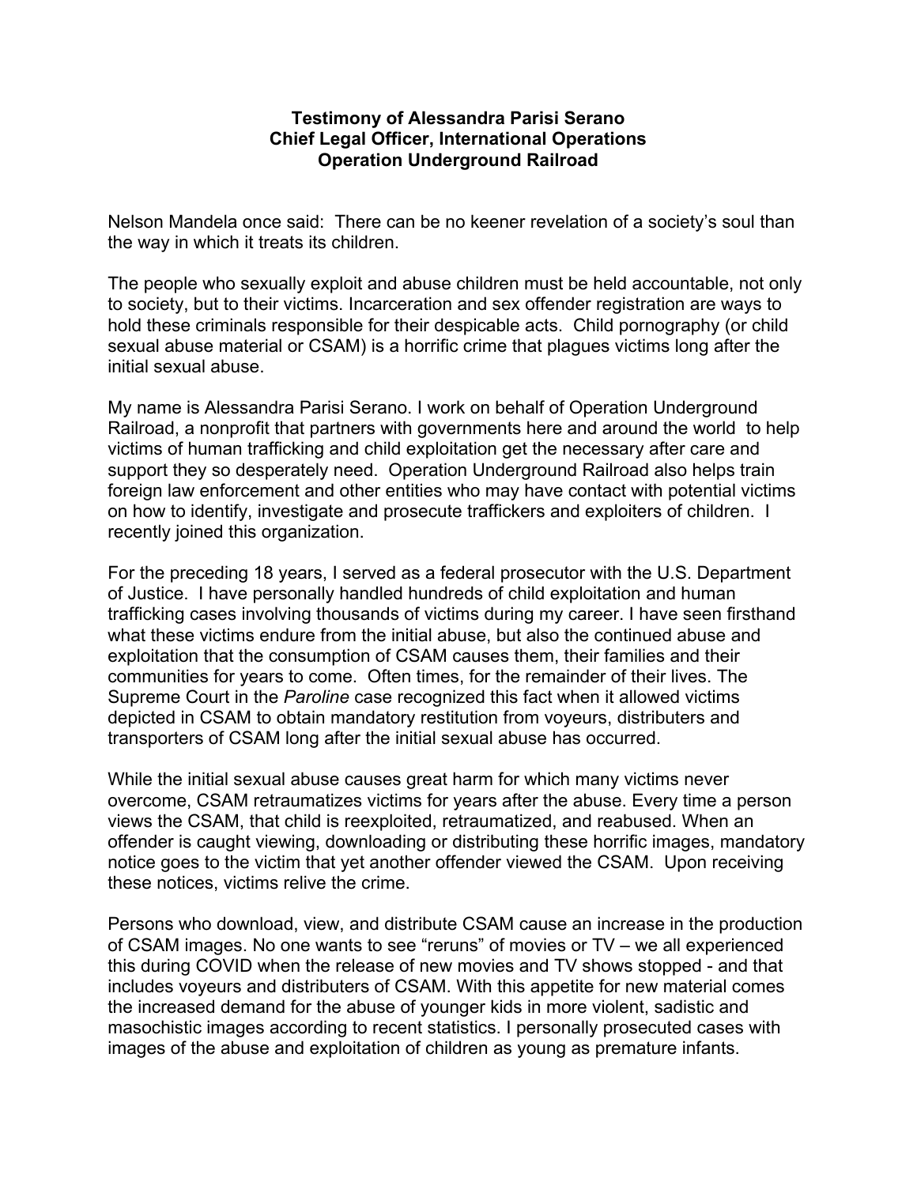**Testimony of Alessandra Parisi Serano**
**Chief Legal Officer, International Operations**
**Operation Underground Railroad**

Nelson Mandela once said: There can be no keener revelation of a society's soul than the way in which it treats its children.

The people who sexually exploit and abuse children must be held accountable, not only to society, but to their victims. Incarceration and sex offender registration are ways to hold these criminals responsible for their despicable acts. Child pornography (or child sexual abuse material or CSAM) is a horrific crime that plagues victims long after the initial sexual abuse.

My name is Alessandra Parisi Serano. I work on behalf of Operation Underground Railroad, a nonprofit that partners with governments here and around the world to help victims of human trafficking and child exploitation get the necessary after care and support they so desperately need. Operation Underground Railroad also helps train foreign law enforcement and other entities who may have contact with potential victims on how to identify, investigate and prosecute traffickers and exploiters of children. I recently joined this organization.

For the preceding 18 years, I served as a federal prosecutor with the U.S. Department of Justice. I have personally handled hundreds of child exploitation and human trafficking cases involving thousands of victims during my career. I have seen firsthand what these victims endure from the initial abuse, but also the continued abuse and exploitation that the consumption of CSAM causes them, their families and their communities for years to come. Often times, for the remainder of their lives. The Supreme Court in the *Paroline* case recognized this fact when it allowed victims depicted in CSAM to obtain mandatory restitution from voyeurs, distributers and transporters of CSAM long after the initial sexual abuse has occurred.

While the initial sexual abuse causes great harm for which many victims never overcome, CSAM retraumatizes victims for years after the abuse. Every time a person views the CSAM, that child is reexploited, retraumatized, and reabused. When an offender is caught viewing, downloading or distributing these horrific images, mandatory notice goes to the victim that yet another offender viewed the CSAM. Upon receiving these notices, victims relive the crime.

Persons who download, view, and distribute CSAM cause an increase in the production of CSAM images. No one wants to see "reruns" of movies or TV – we all experienced this during COVID when the release of new movies and TV shows stopped - and that includes voyeurs and distributers of CSAM. With this appetite for new material comes the increased demand for the abuse of younger kids in more violent, sadistic and masochistic images according to recent statistics. I personally prosecuted cases with images of the abuse and exploitation of children as young as premature infants.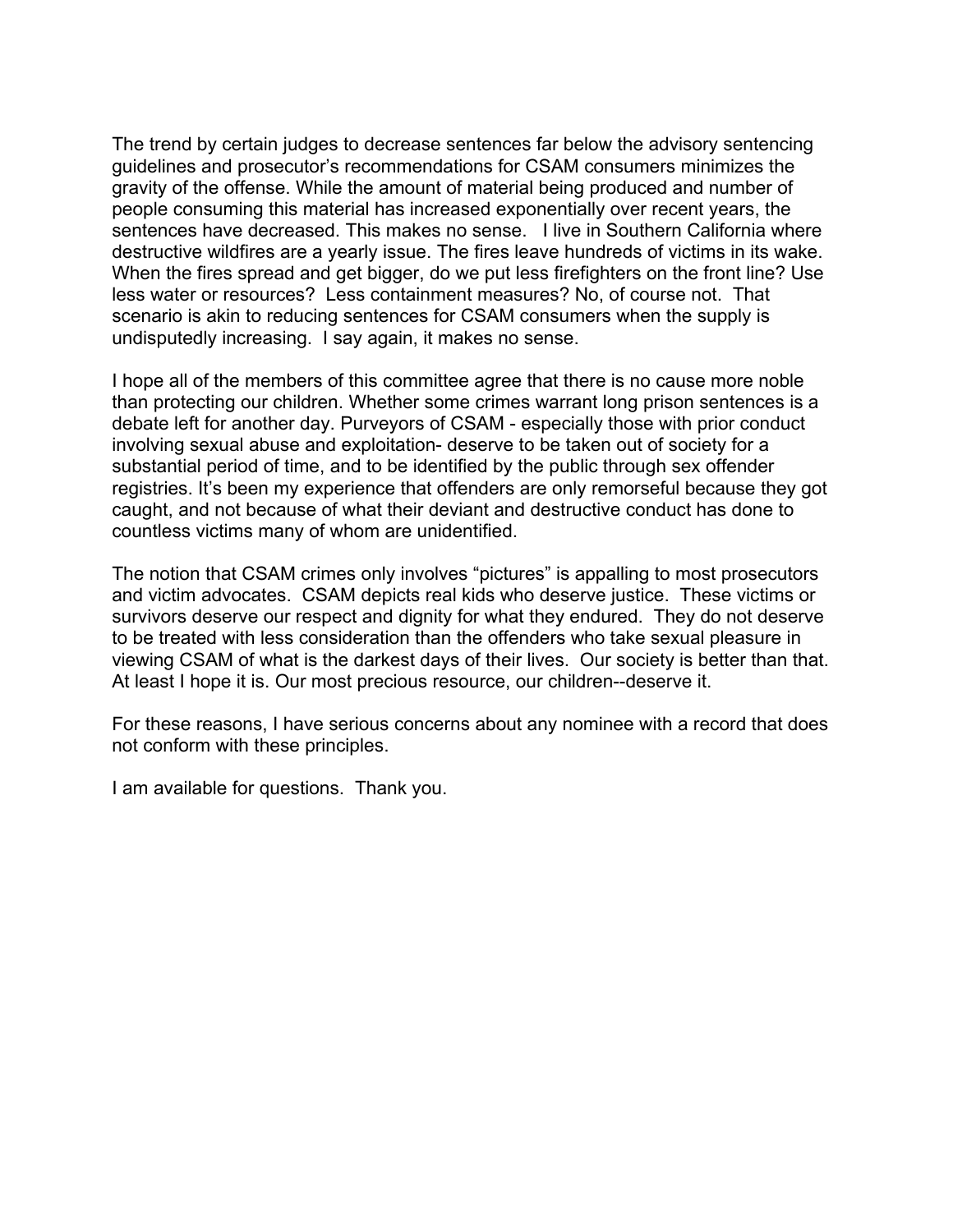The trend by certain judges to decrease sentences far below the advisory sentencing guidelines and prosecutor's recommendations for CSAM consumers minimizes the gravity of the offense. While the amount of material being produced and number of people consuming this material has increased exponentially over recent years, the sentences have decreased. This makes no sense. I live in Southern California where destructive wildfires are a yearly issue. The fires leave hundreds of victims in its wake. When the fires spread and get bigger, do we put less firefighters on the front line? Use less water or resources? Less containment measures? No, of course not. That scenario is akin to reducing sentences for CSAM consumers when the supply is undisputedly increasing. I say again, it makes no sense.

I hope all of the members of this committee agree that there is no cause more noble than protecting our children. Whether some crimes warrant long prison sentences is a debate left for another day. Purveyors of CSAM - especially those with prior conduct involving sexual abuse and exploitation- deserve to be taken out of society for a substantial period of time, and to be identified by the public through sex offender registries. It's been my experience that offenders are only remorseful because they got caught, and not because of what their deviant and destructive conduct has done to countless victims many of whom are unidentified.

The notion that CSAM crimes only involves "pictures" is appalling to most prosecutors and victim advocates. CSAM depicts real kids who deserve justice. These victims or survivors deserve our respect and dignity for what they endured. They do not deserve to be treated with less consideration than the offenders who take sexual pleasure in viewing CSAM of what is the darkest days of their lives. Our society is better than that. At least I hope it is. Our most precious resource, our children--deserve it.

For these reasons, I have serious concerns about any nominee with a record that does not conform with these principles.

I am available for questions. Thank you.